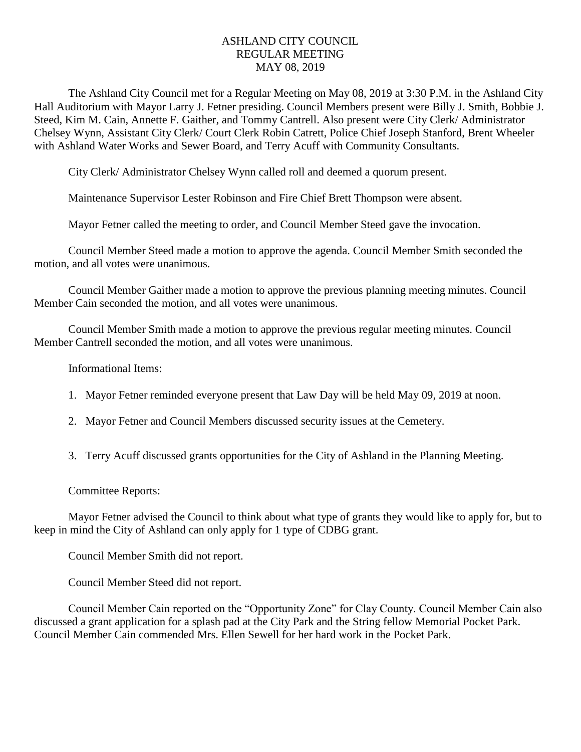# ASHLAND CITY COUNCIL
## REGULAR MEETING
## MAY 08, 2019

The Ashland City Council met for a Regular Meeting on May 08, 2019 at 3:30 P.M. in the Ashland City Hall Auditorium with Mayor Larry J. Fetner presiding. Council Members present were Billy J. Smith, Bobbie J. Steed, Kim M. Cain, Annette F. Gaither, and Tommy Cantrell. Also present were City Clerk/ Administrator Chelsey Wynn, Assistant City Clerk/ Court Clerk Robin Catrett, Police Chief Joseph Stanford, Brent Wheeler with Ashland Water Works and Sewer Board, and Terry Acuff with Community Consultants.

City Clerk/ Administrator Chelsey Wynn called roll and deemed a quorum present.

Maintenance Supervisor Lester Robinson and Fire Chief Brett Thompson were absent.

Mayor Fetner called the meeting to order, and Council Member Steed gave the invocation.

Council Member Steed made a motion to approve the agenda. Council Member Smith seconded the motion, and all votes were unanimous.

Council Member Gaither made a motion to approve the previous planning meeting minutes. Council Member Cain seconded the motion, and all votes were unanimous.

Council Member Smith made a motion to approve the previous regular meeting minutes. Council Member Cantrell seconded the motion, and all votes were unanimous.

Informational Items:

1. Mayor Fetner reminded everyone present that Law Day will be held May 09, 2019 at noon.
2. Mayor Fetner and Council Members discussed security issues at the Cemetery.
3. Terry Acuff discussed grants opportunities for the City of Ashland in the Planning Meeting.

Committee Reports:

Mayor Fetner advised the Council to think about what type of grants they would like to apply for, but to keep in mind the City of Ashland can only apply for 1 type of CDBG grant.

Council Member Smith did not report.

Council Member Steed did not report.

Council Member Cain reported on the "Opportunity Zone" for Clay County. Council Member Cain also discussed a grant application for a splash pad at the City Park and the String fellow Memorial Pocket Park. Council Member Cain commended Mrs. Ellen Sewell for her hard work in the Pocket Park.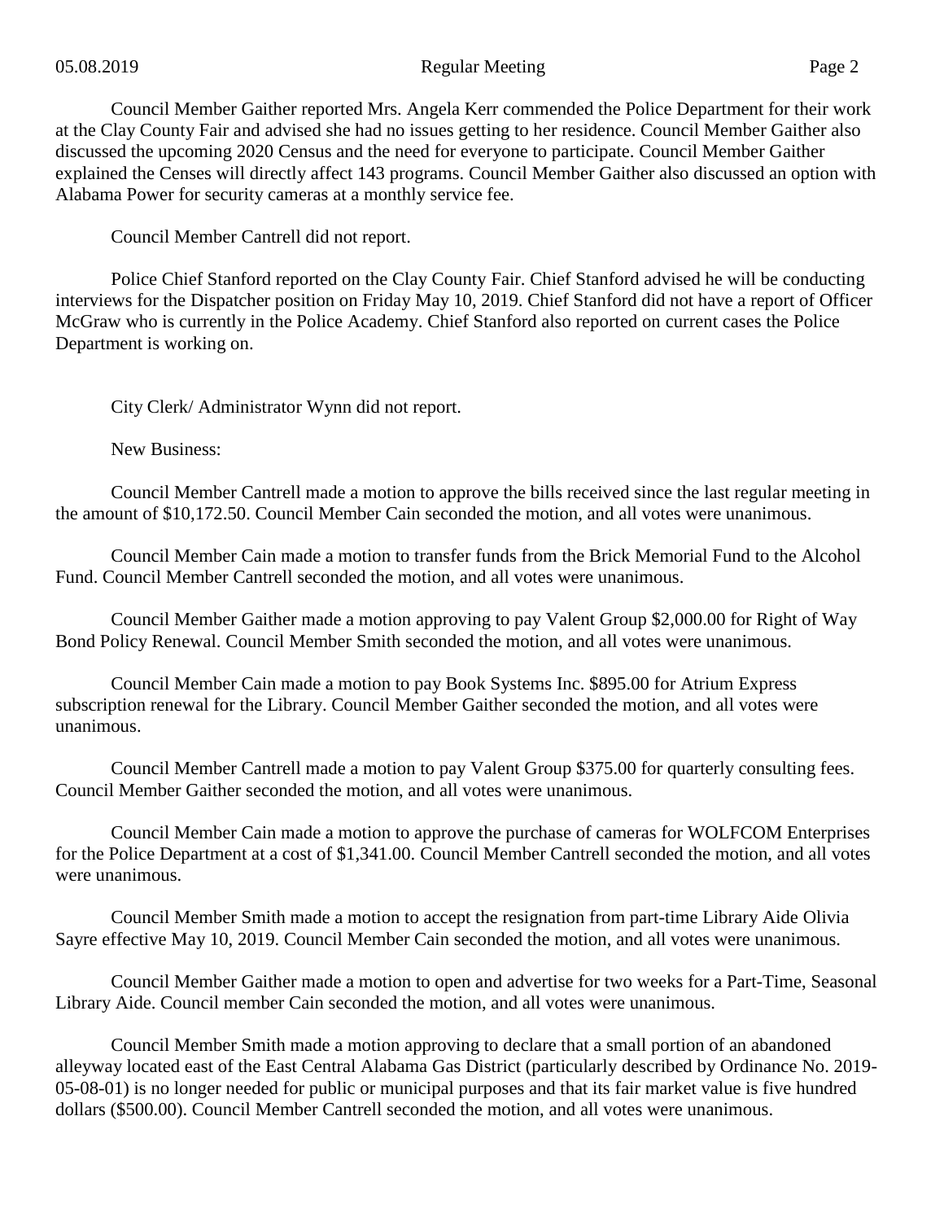Council Member Gaither reported Mrs. Angela Kerr commended the Police Department for their work at the Clay County Fair and advised she had no issues getting to her residence. Council Member Gaither also discussed the upcoming 2020 Census and the need for everyone to participate. Council Member Gaither explained the Censes will directly affect 143 programs. Council Member Gaither also discussed an option with Alabama Power for security cameras at a monthly service fee.

Council Member Cantrell did not report.

Police Chief Stanford reported on the Clay County Fair. Chief Stanford advised he will be conducting interviews for the Dispatcher position on Friday May 10, 2019. Chief Stanford did not have a report of Officer McGraw who is currently in the Police Academy. Chief Stanford also reported on current cases the Police Department is working on.

City Clerk/ Administrator Wynn did not report.

New Business:

Council Member Cantrell made a motion to approve the bills received since the last regular meeting in the amount of $10,172.50. Council Member Cain seconded the motion, and all votes were unanimous.

Council Member Cain made a motion to transfer funds from the Brick Memorial Fund to the Alcohol Fund. Council Member Cantrell seconded the motion, and all votes were unanimous.

Council Member Gaither made a motion approving to pay Valent Group $2,000.00 for Right of Way Bond Policy Renewal. Council Member Smith seconded the motion, and all votes were unanimous.

Council Member Cain made a motion to pay Book Systems Inc. $895.00 for Atrium Express subscription renewal for the Library. Council Member Gaither seconded the motion, and all votes were unanimous.

Council Member Cantrell made a motion to pay Valent Group $375.00 for quarterly consulting fees. Council Member Gaither seconded the motion, and all votes were unanimous.

Council Member Cain made a motion to approve the purchase of cameras for WOLFCOM Enterprises for the Police Department at a cost of $1,341.00. Council Member Cantrell seconded the motion, and all votes were unanimous.

Council Member Smith made a motion to accept the resignation from part-time Library Aide Olivia Sayre effective May 10, 2019. Council Member Cain seconded the motion, and all votes were unanimous.

Council Member Gaither made a motion to open and advertise for two weeks for a Part-Time, Seasonal Library Aide. Council member Cain seconded the motion, and all votes were unanimous.

Council Member Smith made a motion approving to declare that a small portion of an abandoned alleyway located east of the East Central Alabama Gas District (particularly described by Ordinance No. 2019-05-08-01) is no longer needed for public or municipal purposes and that its fair market value is five hundred dollars ($500.00). Council Member Cantrell seconded the motion, and all votes were unanimous.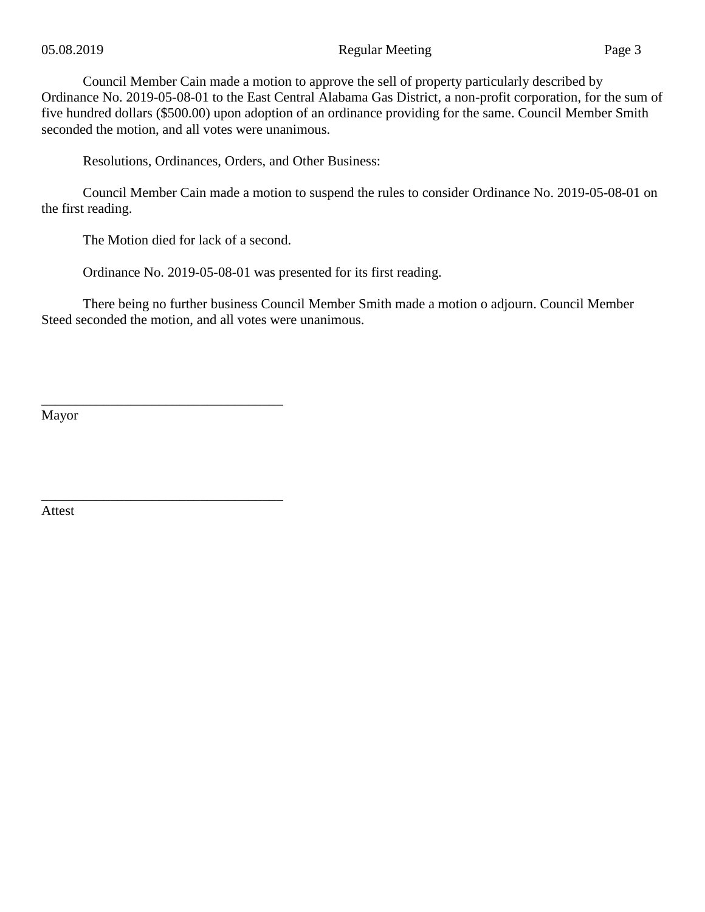Council Member Cain made a motion to approve the sell of property particularly described by Ordinance No. 2019-05-08-01 to the East Central Alabama Gas District, a non-profit corporation, for the sum of five hundred dollars ($500.00) upon adoption of an ordinance providing for the same. Council Member Smith seconded the motion, and all votes were unanimous.

Resolutions, Ordinances, Orders, and Other Business:

Council Member Cain made a motion to suspend the rules to consider Ordinance No. 2019-05-08-01 on the first reading.

The Motion died for lack of a second.

Ordinance No. 2019-05-08-01 was presented for its first reading.

There being no further business Council Member Smith made a motion o adjourn. Council Member Steed seconded the motion, and all votes were unanimous.

___________________________________
Mayor

___________________________________
Attest